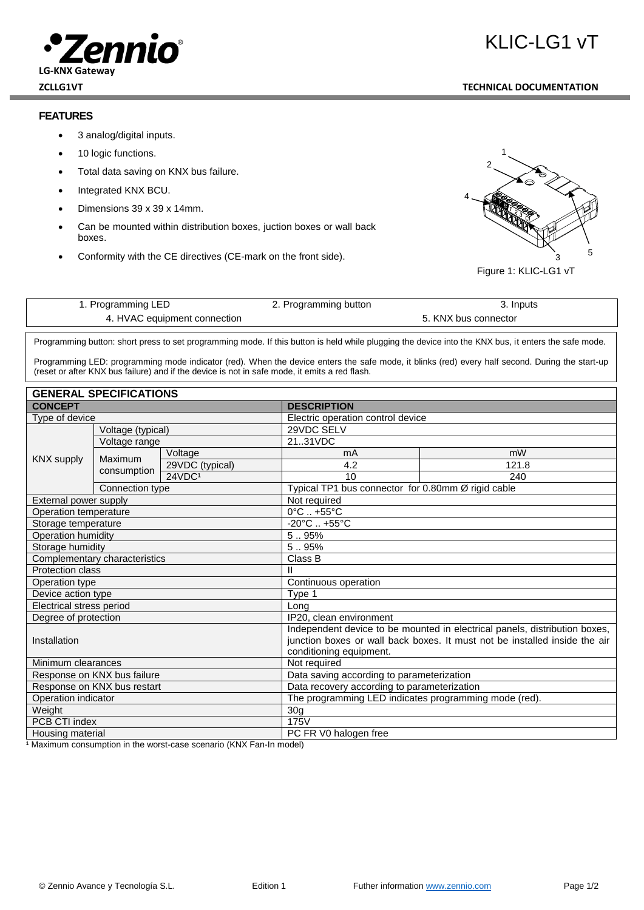# KLIC-LG1 vT

**LG-KNX Gateway**

**ZCLLG1VT** **TECHNICAL DOCUMENTATION**

## FEATURES

- 3 analog/digital inputs.
- 10 logic functions.
- Total data saving on KNX bus failure.
- Integrated KNX BCU.
- Dimensions 39 x 39 x 14mm.
- Can be mounted within distribution boxes, juction boxes or wall back boxes.
- Conformity with the CE directives (CE-mark on the front side).

Figure 1: KLIC-LG1 vT

| 1. Programming LED | 2. Programming button | 3. Inputs |
|---|---|---|
| 4. HVAC equipment connection | | 5. KNX bus connector |

Programming button: short press to set programming mode. If this button is held while plugging the device into the KNX bus, it enters the safe mode.

Programming LED: programming mode indicator (red). When the device enters the safe mode, it blinks (red) every half second. During the start-up (reset or after KNX bus failure) and if the device is not in safe mode, it emits a red flash.

## GENERAL SPECIFICATIONS

| CONCEPT | | | DESCRIPTION | |
|---|---|---|---|---|
| Type of device | | | Electric operation control device | |
| KNX supply | Voltage (typical) | | 29VDC SELV | |
| | Voltage range | | 21..31VDC | |
| | Maximum consumption | Voltage | mA | mW |
| | | 29VDC (typical) | 4.2 | 121.8 |
| | | 24VDC[1] | 10 | 240 |
| | Connection type | | Typical TP1 bus connector for 0.80mm Ø rigid cable | |
| External power supply | | | Not required | |
| Operation temperature | | | 0°C .. +55°C | |
| Storage temperature | | | -20°C .. +55°C | |
| Operation humidity | | | 5 .. 95% | |
| Storage humidity | | | 5 .. 95% | |
| Complementary characteristics | | | Class B | |
| Protection class | | | II | |
| Operation type | | | Continuous operation | |
| Device action type | | | Type 1 | |
| Electrical stress period | | | Long | |
| Degree of protection | | | IP20, clean environment | |
| Installation | | | Independent device to be mounted in electrical panels, distribution boxes, junction boxes or wall back boxes. It must not be installed inside the air conditioning equipment. | |
| Minimum clearances | | | Not required | |
| Response on KNX bus failure | | | Data saving according to parameterization | |
| Response on KNX bus restart | | | Data recovery according to parameterization | |
| Operation indicator | | | The programming LED indicates programming mode (red). | |
| Weight | | | 30g | |
| PCB CTI index | | | 175V | |
| Housing material | | | PC FR V0 halogen free | |

[1] Maximum consumption in the worst-case scenario (KNX Fan-In model)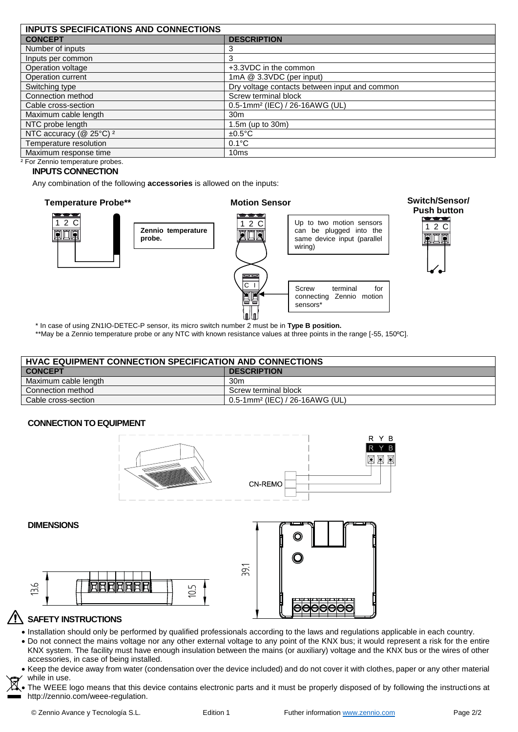| INPUTS SPECIFICATIONS AND CONNECTIONS | |
|---|---|
| **CONCEPT** | **DESCRIPTION** |
| Number of inputs | 3 |
| Inputs per common | 3 |
| Operation voltage | +3.3VDC in the common |
| Operation current | 1mA @ 3.3VDC (per input) |
| Switching type | Dry voltage contacts between input and common |
| Connection method | Screw terminal block |
| Cable cross-section | 0.5-1mm² (IEC) / 26-16AWG (UL) |
| Maximum cable length | 30m |
| NTC probe length | 1.5m (up to 30m) |
| NTC accuracy (@ 25°C) [2] | ±0.5°C |
| Temperature resolution | 0.1°C |
| Maximum response time | 10ms |

[2] For Zennio temperature probes.

### INPUTS CONNECTION

Any combination of the following **accessories** is allowed on the inputs:

**Temperature Probe****

1 2 C

Zennio temperature probe.

**Motion Sensor**

1 2 C

Up to two motion sensors can be plugged into the same device input (parallel wiring)

C I

Screw terminal for connecting Zennio motion sensors*

**Switch/Sensor/ Push button**

1 2 C

\* In case of using ZN1IO-DETEC-P sensor, its micro switch number 2 must be in **Type B position.**

**May be a Zennio temperature probe or any NTC with known resistance values at three points in the range [-55, 150ºC].

| HVAC EQUIPMENT CONNECTION SPECIFICATION AND CONNECTIONS | |
|---|---|
| **CONCEPT** | **DESCRIPTION** |
| Maximum cable length | 30m |
| Connection method | Screw terminal block |
| Cable cross-section | 0.5-1mm² (IEC) / 26-16AWG (UL) |

### CONNECTION TO EQUIPMENT

R Y B

CN-REMO

### DIMENSIONS

13.6

10.5

39.1

### SAFETY INSTRUCTIONS

- Installation should only be performed by qualified professionals according to the laws and regulations applicable in each country.
- Do not connect the mains voltage nor any other external voltage to any point of the KNX bus; it would represent a risk for the entire KNX system. The facility must have enough insulation between the mains (or auxiliary) voltage and the KNX bus or the wires of other accessories, in case of being installed.
- Keep the device away from water (condensation over the device included) and do not cover it with clothes, paper or any other material while in use.
- The WEEE logo means that this device contains electronic parts and it must be properly disposed of by following the instructions at http://zennio.com/weee-regulation.

© Zennio Avance y Tecnología S.L. Edition 1 Futher information www.zennio.com